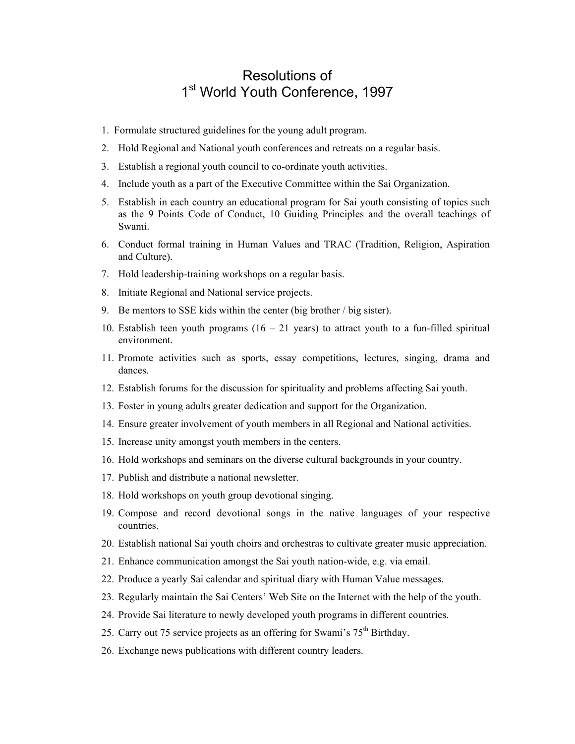# Resolutions of 1st World Youth Conference, 1997

1. Formulate structured guidelines for the young adult program.
2. Hold Regional and National youth conferences and retreats on a regular basis.
3. Establish a regional youth council to co-ordinate youth activities.
4. Include youth as a part of the Executive Committee within the Sai Organization.
5. Establish in each country an educational program for Sai youth consisting of topics such as the 9 Points Code of Conduct, 10 Guiding Principles and the overall teachings of Swami.
6. Conduct formal training in Human Values and TRAC (Tradition, Religion, Aspiration and Culture).
7. Hold leadership-training workshops on a regular basis.
8. Initiate Regional and National service projects.
9. Be mentors to SSE kids within the center (big brother / big sister).
10. Establish teen youth programs (16 – 21 years) to attract youth to a fun-filled spiritual environment.
11. Promote activities such as sports, essay competitions, lectures, singing, drama and dances.
12. Establish forums for the discussion for spirituality and problems affecting Sai youth.
13. Foster in young adults greater dedication and support for the Organization.
14. Ensure greater involvement of youth members in all Regional and National activities.
15. Increase unity amongst youth members in the centers.
16. Hold workshops and seminars on the diverse cultural backgrounds in your country.
17. Publish and distribute a national newsletter.
18. Hold workshops on youth group devotional singing.
19. Compose and record devotional songs in the native languages of your respective countries.
20. Establish national Sai youth choirs and orchestras to cultivate greater music appreciation.
21. Enhance communication amongst the Sai youth nation-wide, e.g. via email.
22. Produce a yearly Sai calendar and spiritual diary with Human Value messages.
23. Regularly maintain the Sai Centers' Web Site on the Internet with the help of the youth.
24. Provide Sai literature to newly developed youth programs in different countries.
25. Carry out 75 service projects as an offering for Swami's 75th Birthday.
26. Exchange news publications with different country leaders.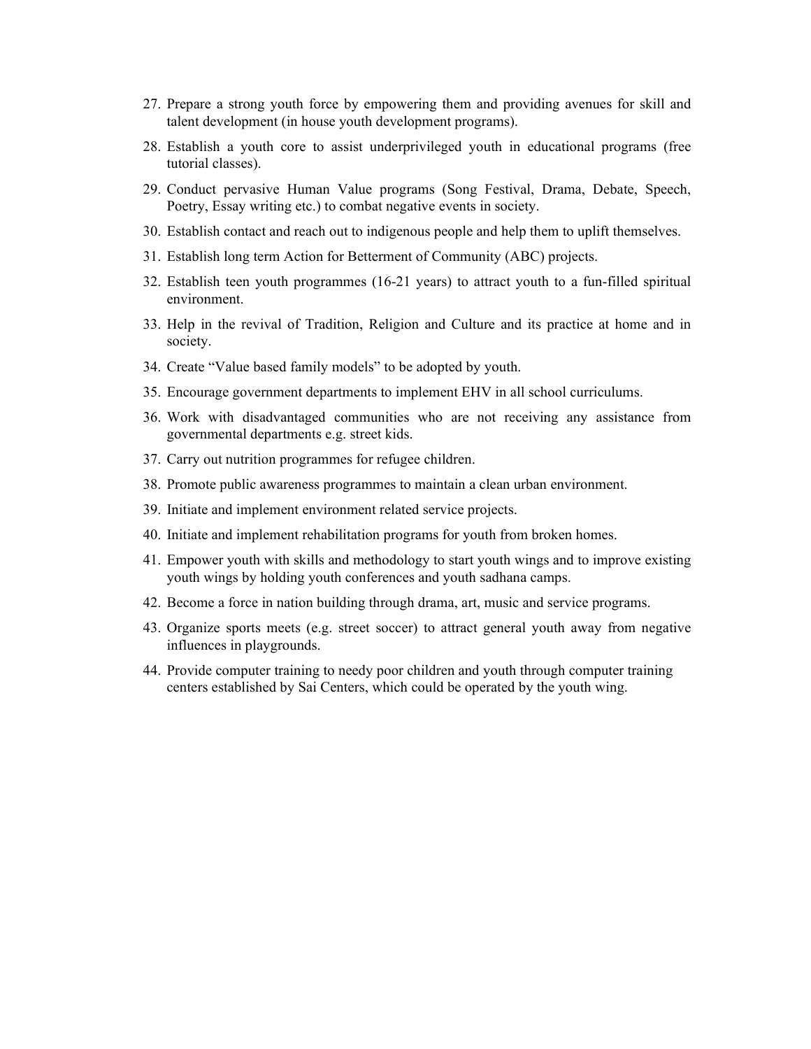27. Prepare a strong youth force by empowering them and providing avenues for skill and talent development (in house youth development programs).
28. Establish a youth core to assist underprivileged youth in educational programs (free tutorial classes).
29. Conduct pervasive Human Value programs (Song Festival, Drama, Debate, Speech, Poetry, Essay writing etc.) to combat negative events in society.
30. Establish contact and reach out to indigenous people and help them to uplift themselves.
31. Establish long term Action for Betterment of Community (ABC) projects.
32. Establish teen youth programmes (16-21 years) to attract youth to a fun-filled spiritual environment.
33. Help in the revival of Tradition, Religion and Culture and its practice at home and in society.
34. Create "Value based family models" to be adopted by youth.
35. Encourage government departments to implement EHV in all school curriculums.
36. Work with disadvantaged communities who are not receiving any assistance from governmental departments e.g. street kids.
37. Carry out nutrition programmes for refugee children.
38. Promote public awareness programmes to maintain a clean urban environment.
39. Initiate and implement environment related service projects.
40. Initiate and implement rehabilitation programs for youth from broken homes.
41. Empower youth with skills and methodology to start youth wings and to improve existing youth wings by holding youth conferences and youth sadhana camps.
42. Become a force in nation building through drama, art, music and service programs.
43. Organize sports meets (e.g. street soccer) to attract general youth away from negative influences in playgrounds.
44. Provide computer training to needy poor children and youth through computer training centers established by Sai Centers, which could be operated by the youth wing.